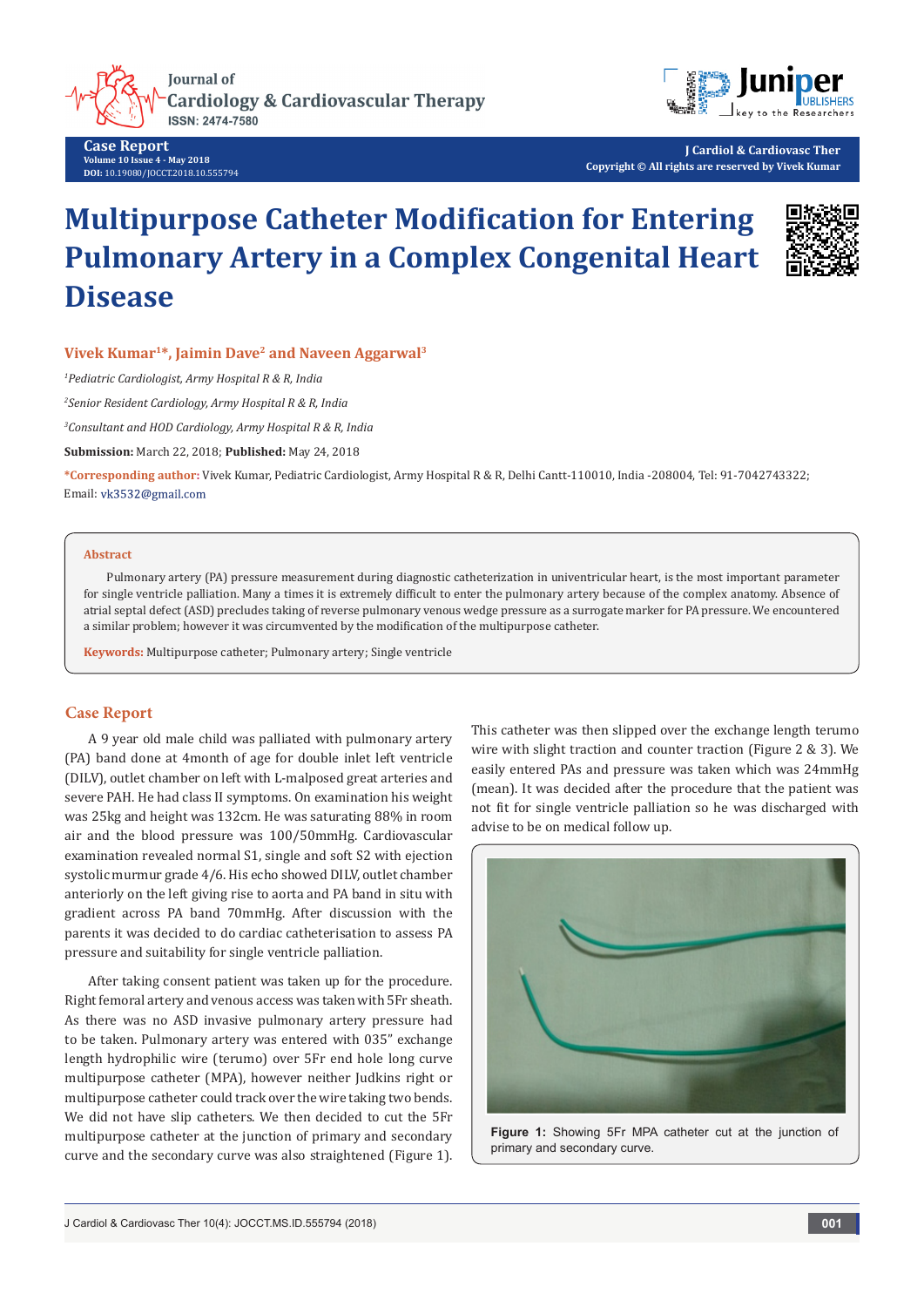Case Report

# Multipurpose Catheter Modification for Entering Pulmonary Artery in a Complex Congenital Heart Disease

**Vivek Kumar[1]*, Jaimin Dave[2] and Naveen Aggarwal[3]**

[1]*Pediatric Cardiologist, Army Hospital R & R, India*

[2]*Senior Resident Cardiology, Army Hospital R & R, India*

[3]*Consultant and HOD Cardiology, Army Hospital R & R, India*

**Submission:** March 22, 2018; **Published:** May 24, 2018

***Corresponding author:** Vivek Kumar, Pediatric Cardiologist, Army Hospital R & R, Delhi Cantt-110010, India -208004, Tel: 91-7042743322; Email: vk3532@gmail.com

## Abstract

Pulmonary artery (PA) pressure measurement during diagnostic catheterization in univentricular heart, is the most important parameter for single ventricle palliation. Many a times it is extremely difficult to enter the pulmonary artery because of the complex anatomy. Absence of atrial septal defect (ASD) precludes taking of reverse pulmonary venous wedge pressure as a surrogate marker for PA pressure. We encountered a similar problem; however it was circumvented by the modification of the multipurpose catheter.

**Keywords:** Multipurpose catheter; Pulmonary artery; Single ventricle

## Case Report

A 9 year old male child was palliated with pulmonary artery (PA) band done at 4month of age for double inlet left ventricle (DILV), outlet chamber on left with L-malposed great arteries and severe PAH. He had class II symptoms. On examination his weight was 25kg and height was 132cm. He was saturating 88% in room air and the blood pressure was 100/50mmHg. Cardiovascular examination revealed normal S1, single and soft S2 with ejection systolic murmur grade 4/6. His echo showed DILV, outlet chamber anteriorly on the left giving rise to aorta and PA band in situ with gradient across PA band 70mmHg. After discussion with the parents it was decided to do cardiac catheterisation to assess PA pressure and suitability for single ventricle palliation.

After taking consent patient was taken up for the procedure. Right femoral artery and venous access was taken with 5Fr sheath. As there was no ASD invasive pulmonary artery pressure had to be taken. Pulmonary artery was entered with 035" exchange length hydrophilic wire (terumo) over 5Fr end hole long curve multipurpose catheter (MPA), however neither Judkins right or multipurpose catheter could track over the wire taking two bends. We did not have slip catheters. We then decided to cut the 5Fr multipurpose catheter at the junction of primary and secondary curve and the secondary curve was also straightened (Figure 1).

This catheter was then slipped over the exchange length terumo wire with slight traction and counter traction (Figure 2 & 3). We easily entered PAs and pressure was taken which was 24mmHg (mean). It was decided after the procedure that the patient was not fit for single ventricle palliation so he was discharged with advise to be on medical follow up.

**Figure 1:** Showing 5Fr MPA catheter cut at the junction of primary and secondary curve.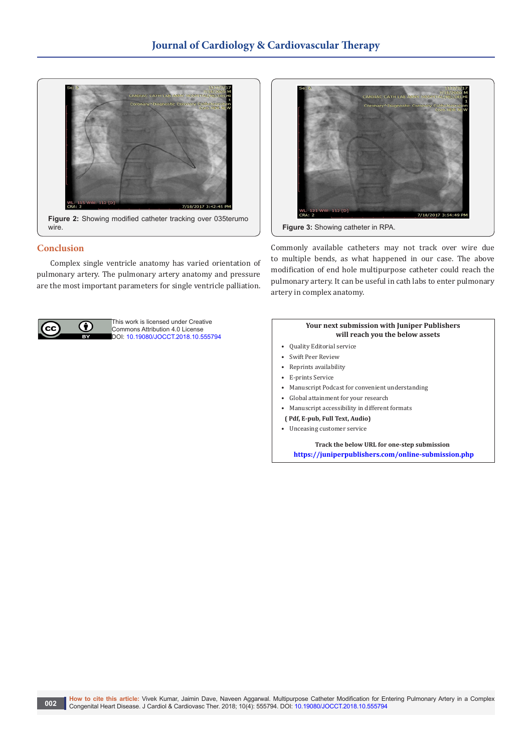Figure 2: Showing modified catheter tracking over 035terumo wire.

Figure 3: Showing catheter in RPA.

## Conclusion

Complex single ventricle anatomy has varied orientation of pulmonary artery. The pulmonary artery anatomy and pressure are the most important parameters for single ventricle palliation. Commonly available catheters may not track over wire due to multiple bends, as what happened in our case. The above modification of end hole multipurpose catheter could reach the pulmonary artery. It can be useful in cath labs to enter pulmonary artery in complex anatomy.

This work is licensed under Creative Commons Attribution 4.0 License
DOI: 10.19080/JOCCT.2018.10.555794

**Your next submission with Juniper Publishers will reach you the below assets**

- Quality Editorial service
- Swift Peer Review
- Reprints availability
- E-prints Service
- Manuscript Podcast for convenient understanding
- Global attainment for your research
- Manuscript accessibility in different formats

**( Pdf, E-pub, Full Text, Audio)**

- Unceasing customer service

**Track the below URL for one-step submission**
**https://juniperpublishers.com/online-submission.php**

**How to cite this article:** Vivek Kumar, Jaimin Dave, Naveen Aggarwal. Multipurpose Catheter Modification for Entering Pulmonary Artery in a Complex Congenital Heart Disease. J Cardiol & Cardiovasc Ther. 2018; 10(4): 555794. DOI: 10.19080/JOCCT.2018.10.555794